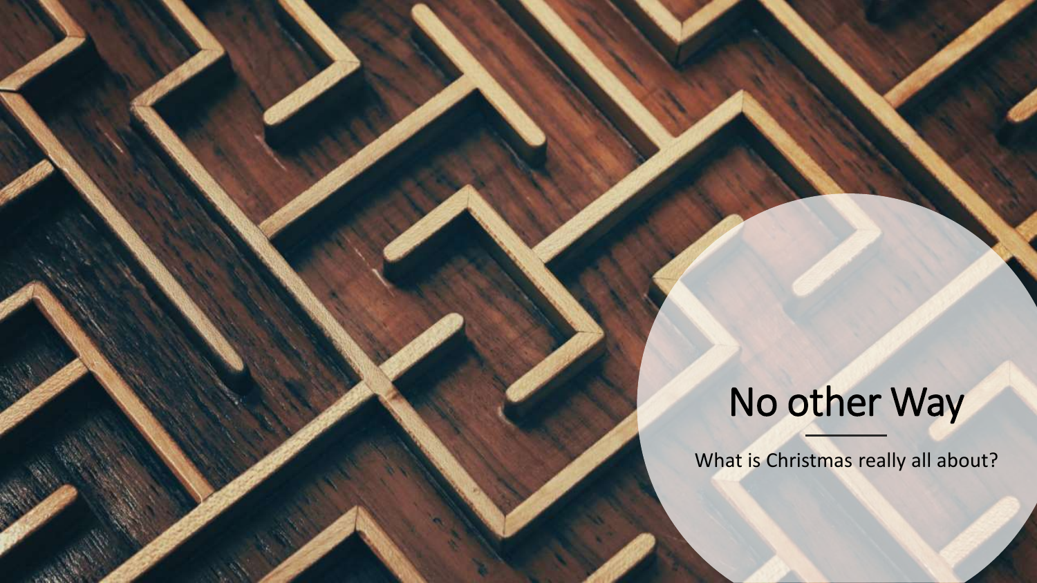# No other Way

What is Christmas really all about?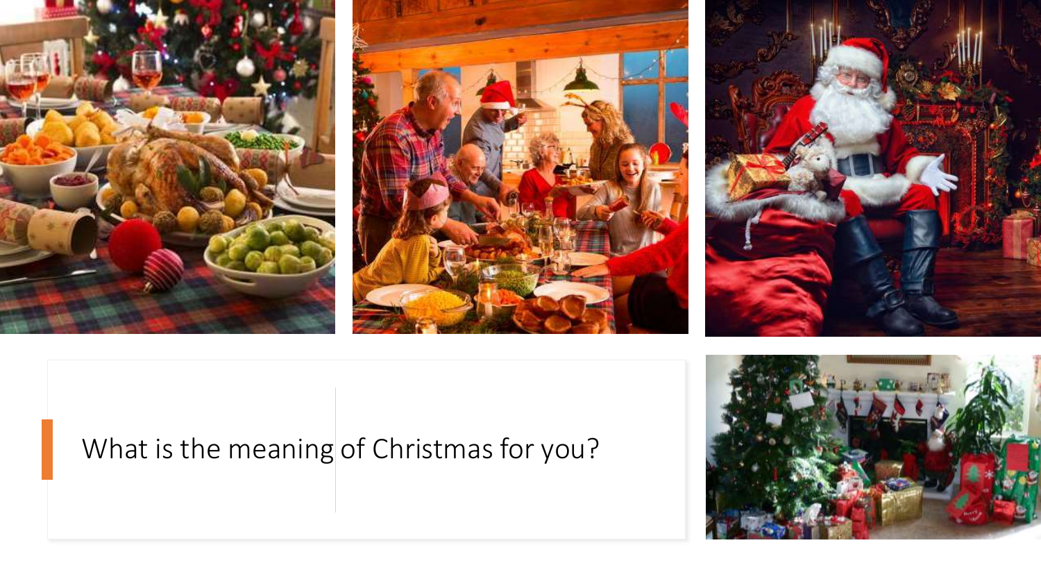What is the meaning of Christmas for you?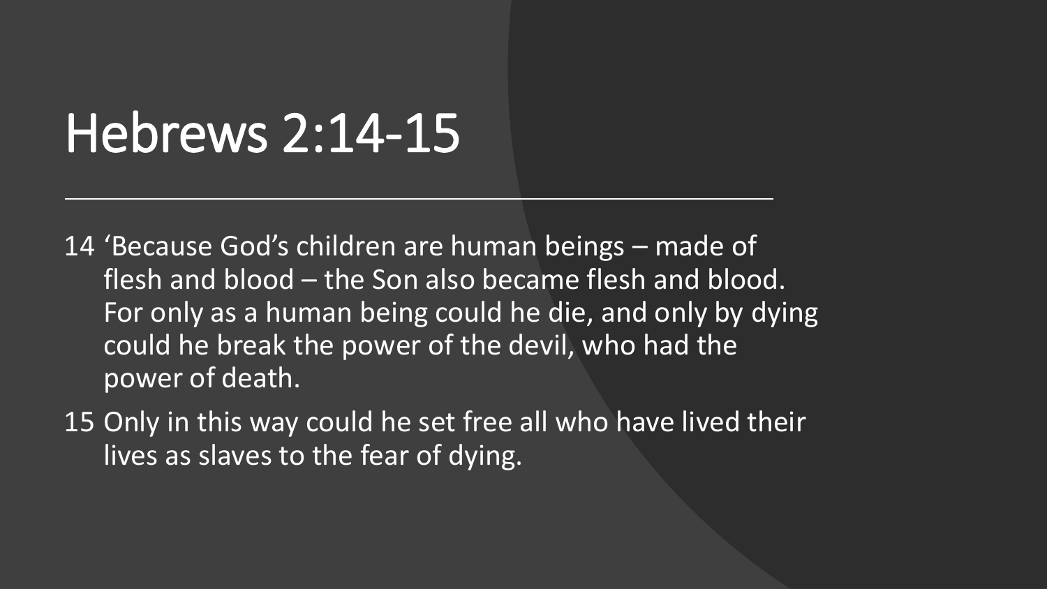# Hebrews 2:14-15

---

14 'Because God's children are human beings – made of flesh and blood – the Son also became flesh and blood. For only as a human being could he die, and only by dying could he break the power of the devil, who had the power of death.

15 Only in this way could he set free all who have lived their lives as slaves to the fear of dying.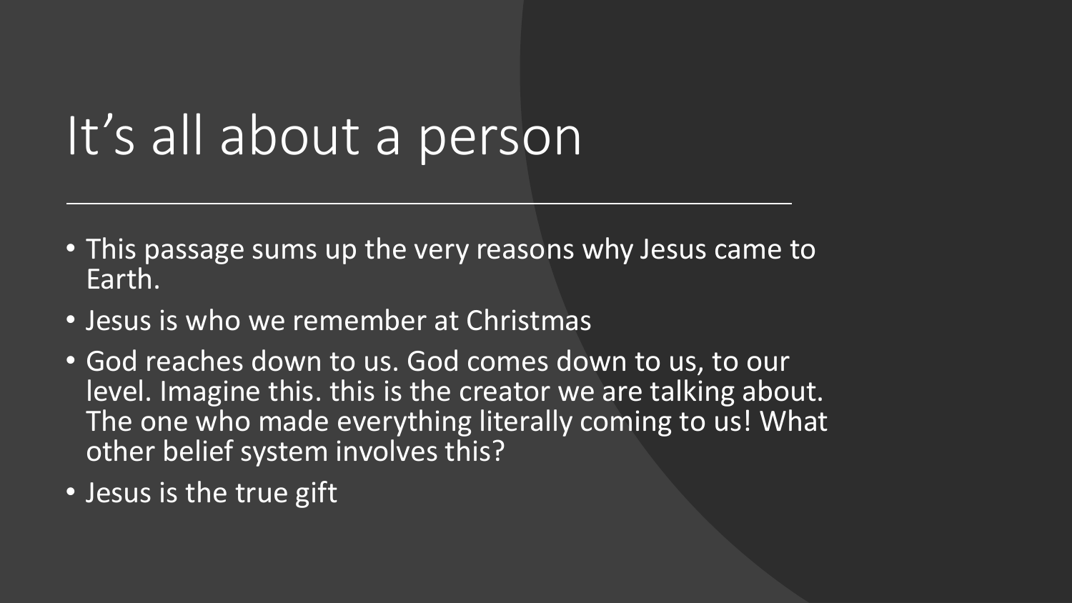# It’s all about a person

- This passage sums up the very reasons why Jesus came to Earth.
- Jesus is who we remember at Christmas
- God reaches down to us. God comes down to us, to our level. Imagine this. this is the creator we are talking about. The one who made everything literally coming to us! What other belief system involves this?
- Jesus is the true gift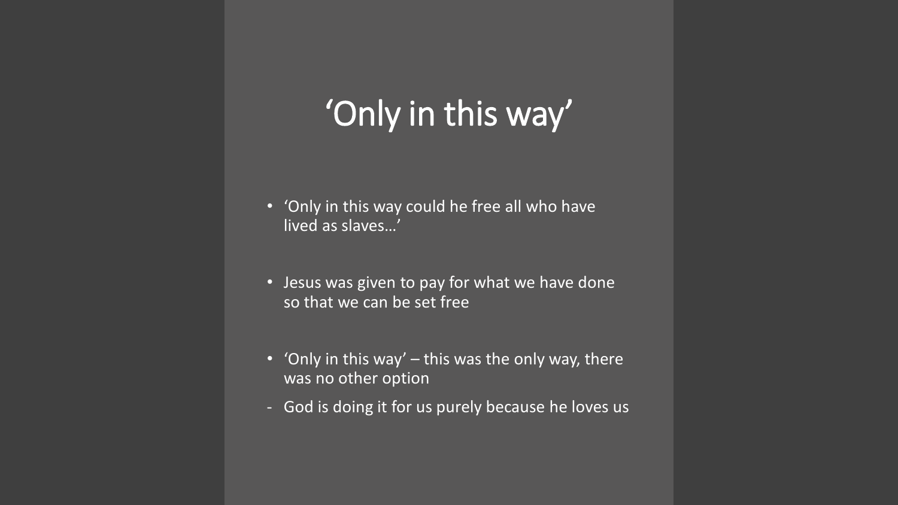# 'Only in this way'

- 'Only in this way could he free all who have lived as slaves…'
- Jesus was given to pay for what we have done so that we can be set free
- 'Only in this way' – this was the only way, there was no other option
  - God is doing it for us purely because he loves us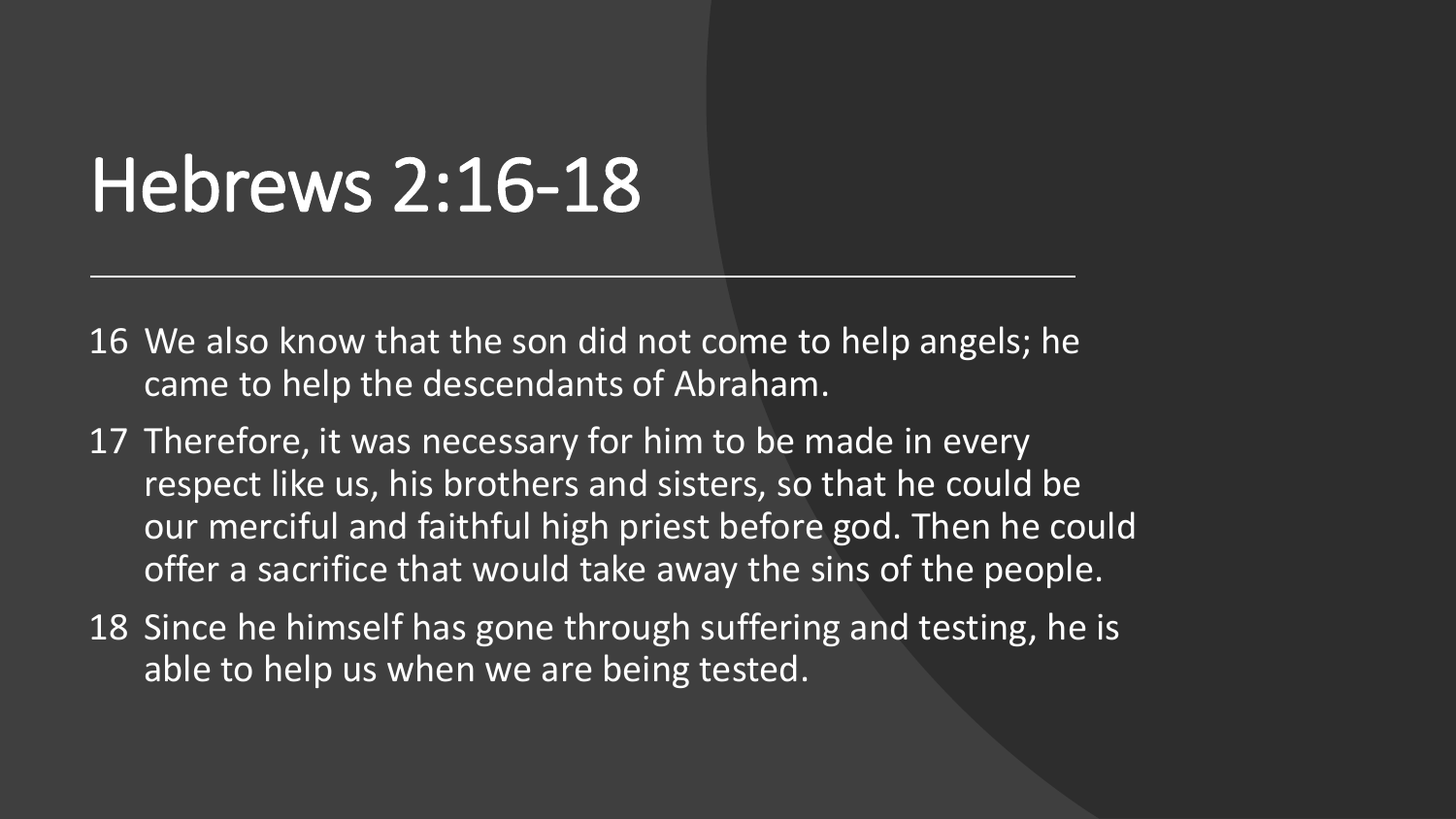# Hebrews 2:16-18

16 We also know that the son did not come to help angels; he came to help the descendants of Abraham.

17 Therefore, it was necessary for him to be made in every respect like us, his brothers and sisters, so that he could be our merciful and faithful high priest before god. Then he could offer a sacrifice that would take away the sins of the people.

18 Since he himself has gone through suffering and testing, he is able to help us when we are being tested.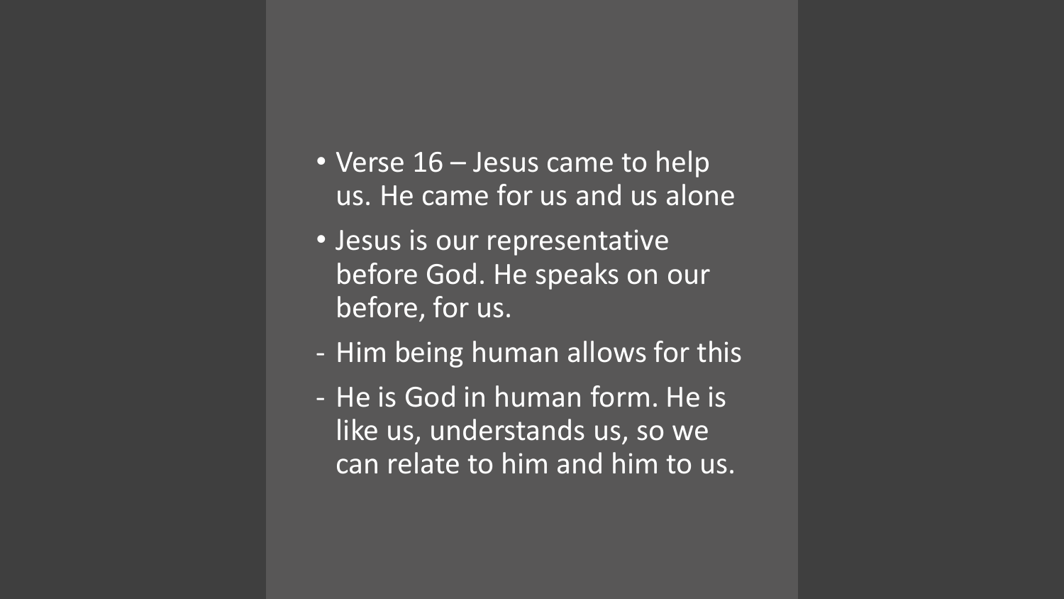- Verse 16 – Jesus came to help us. He came for us and us alone
- Jesus is our representative before God. He speaks on our before, for us.

- Him being human allows for this
- He is God in human form. He is like us, understands us, so we can relate to him and him to us.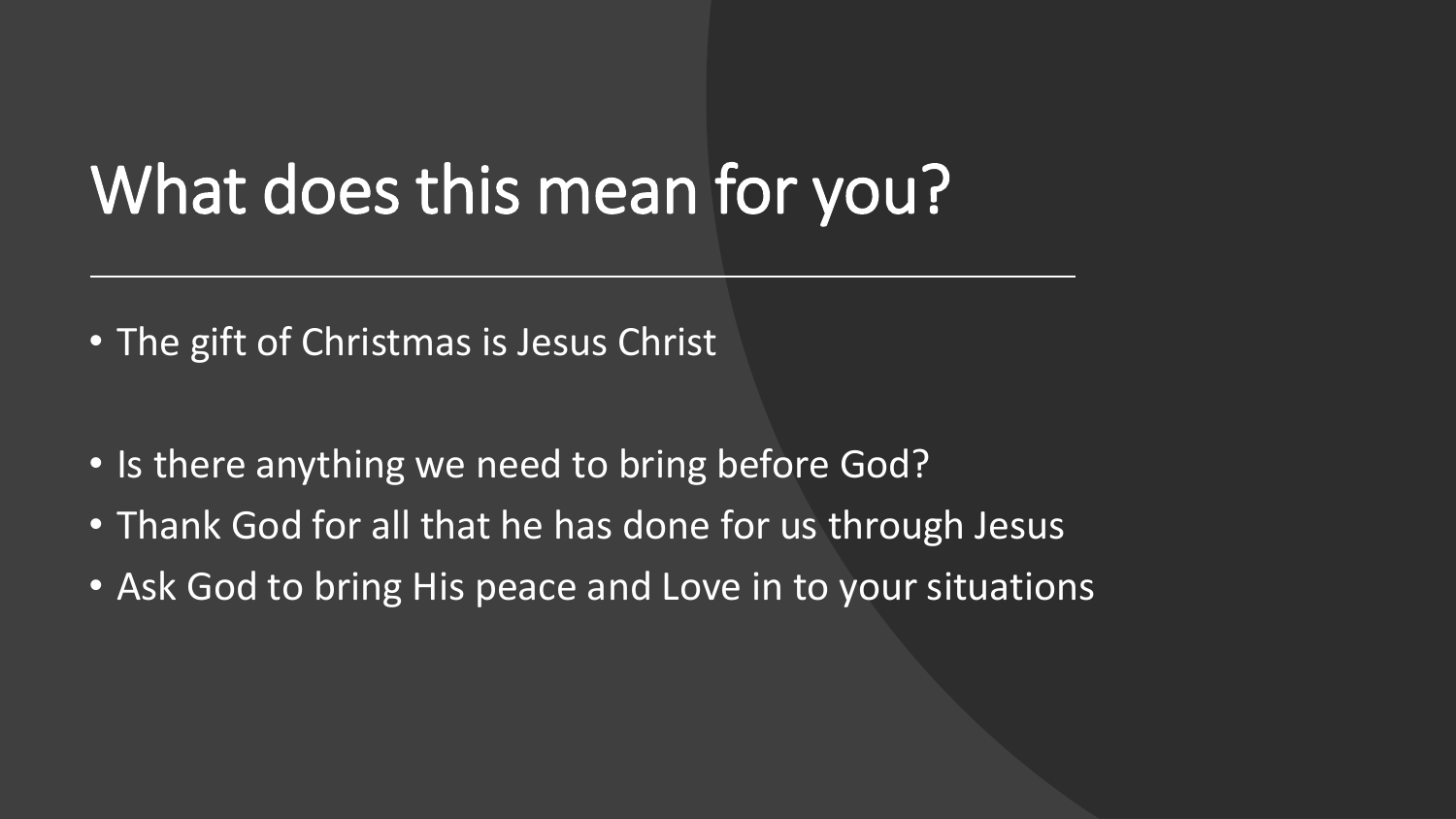# What does this mean for you?

- The gift of Christmas is Jesus Christ

- Is there anything we need to bring before God?
- Thank God for all that he has done for us through Jesus
- Ask God to bring His peace and Love in to your situations